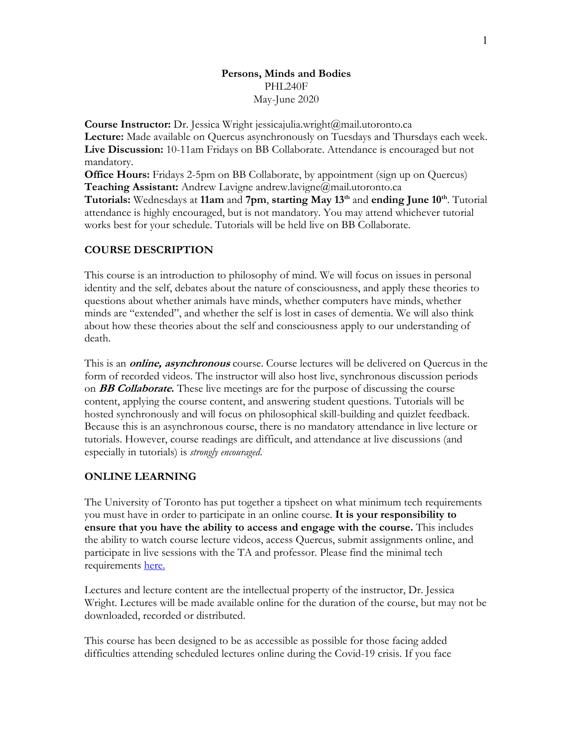**Persons, Minds and Bodies**
PHL240F
May-June 2020

**Course Instructor:** Dr. Jessica Wright jessicajulia.wright@mail.utoronto.ca
**Lecture:** Made available on Quercus asynchronously on Tuesdays and Thursdays each week.
**Live Discussion:** 10-11am Fridays on BB Collaborate. Attendance is encouraged but not mandatory.
**Office Hours:** Fridays 2-5pm on BB Collaborate, by appointment (sign up on Quercus)
**Teaching Assistant:** Andrew Lavigne andrew.lavigne@mail.utoronto.ca
**Tutorials:** Wednesdays at **11am** and **7pm**, **starting May 13th** and **ending June 10th**. Tutorial attendance is highly encouraged, but is not mandatory. You may attend whichever tutorial works best for your schedule. Tutorials will be held live on BB Collaborate.

## COURSE DESCRIPTION

This course is an introduction to philosophy of mind. We will focus on issues in personal identity and the self, debates about the nature of consciousness, and apply these theories to questions about whether animals have minds, whether computers have minds, whether minds are "extended", and whether the self is lost in cases of dementia. We will also think about how these theories about the self and consciousness apply to our understanding of death.

This is an ***online, asynchronous*** course. Course lectures will be delivered on Quercus in the form of recorded videos. The instructor will also host live, synchronous discussion periods on ***BB Collaborate.*** These live meetings are for the purpose of discussing the course content, applying the course content, and answering student questions. Tutorials will be hosted synchronously and will focus on philosophical skill-building and quizlet feedback. Because this is an asynchronous course, there is no mandatory attendance in live lecture or tutorials. However, course readings are difficult, and attendance at live discussions (and especially in tutorials) is *strongly encouraged.*

## ONLINE LEARNING

The University of Toronto has put together a tipsheet on what minimum tech requirements you must have in order to participate in an online course. **It is your responsibility to ensure that you have the ability to access and engage with the course.** This includes the ability to watch course lecture videos, access Quercus, submit assignments online, and participate in live sessions with the TA and professor. Please find the minimal tech requirements [here.]

Lectures and lecture content are the intellectual property of the instructor, Dr. Jessica Wright. Lectures will be made available online for the duration of the course, but may not be downloaded, recorded or distributed.

This course has been designed to be as accessible as possible for those facing added difficulties attending scheduled lectures online during the Covid-19 crisis. If you face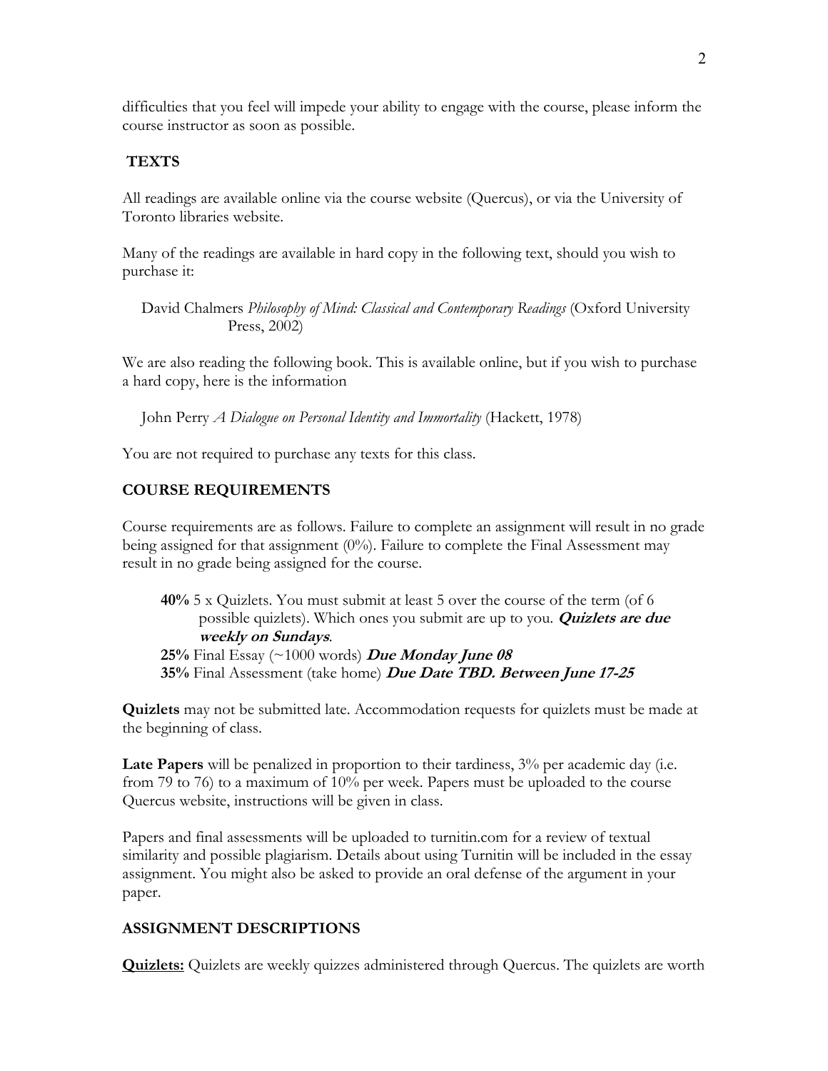difficulties that you feel will impede your ability to engage with the course, please inform the course instructor as soon as possible.

## TEXTS

All readings are available online via the course website (Quercus), or via the University of Toronto libraries website.

Many of the readings are available in hard copy in the following text, should you wish to purchase it:

> David Chalmers *Philosophy of Mind: Classical and Contemporary Readings* (Oxford University Press, 2002)

We are also reading the following book. This is available online, but if you wish to purchase a hard copy, here is the information

> John Perry *A Dialogue on Personal Identity and Immortality* (Hackett, 1978)

You are not required to purchase any texts for this class.

## COURSE REQUIREMENTS

Course requirements are as follows. Failure to complete an assignment will result in no grade being assigned for that assignment (0%). Failure to complete the Final Assessment may result in no grade being assigned for the course.

> **40%** 5 x Quizlets. You must submit at least 5 over the course of the term (of 6 possible quizlets). Which ones you submit are up to you. ***Quizlets are due weekly on Sundays***.
> **25%** Final Essay (~1000 words) ***Due Monday June 08***
> **35%** Final Assessment (take home) ***Due Date TBD. Between June 17-25***

**Quizlets** may not be submitted late. Accommodation requests for quizlets must be made at the beginning of class.

**Late Papers** will be penalized in proportion to their tardiness, 3% per academic day (i.e. from 79 to 76) to a maximum of 10% per week. Papers must be uploaded to the course Quercus website, instructions will be given in class.

Papers and final assessments will be uploaded to turnitin.com for a review of textual similarity and possible plagiarism. Details about using Turnitin will be included in the essay assignment. You might also be asked to provide an oral defense of the argument in your paper.

## ASSIGNMENT DESCRIPTIONS

**<u>Quizlets:</u>** Quizlets are weekly quizzes administered through Quercus. The quizlets are worth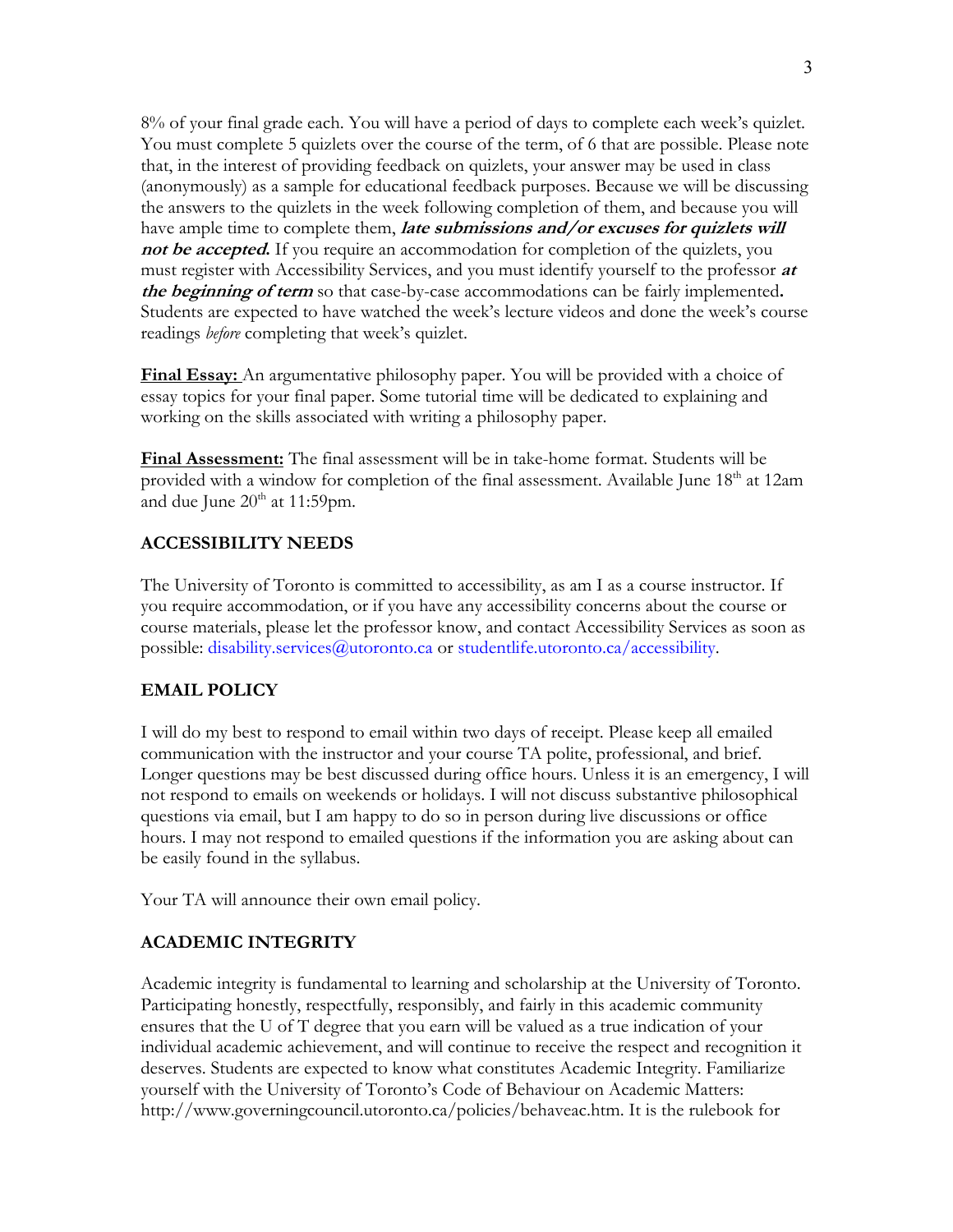8% of your final grade each. You will have a period of days to complete each week's quizlet. You must complete 5 quizlets over the course of the term, of 6 that are possible. Please note that, in the interest of providing feedback on quizlets, your answer may be used in class (anonymously) as a sample for educational feedback purposes. Because we will be discussing the answers to the quizlets in the week following completion of them, and because you will have ample time to complete them, ***late submissions and/or excuses for quizlets will not be accepted.*** If you require an accommodation for completion of the quizlets, you must register with Accessibility Services, and you must identify yourself to the professor ***at the beginning of term*** so that case-by-case accommodations can be fairly implemented**.** Students are expected to have watched the week's lecture videos and done the week's course readings *before* completing that week's quizlet.

**Final Essay:** An argumentative philosophy paper. You will be provided with a choice of essay topics for your final paper. Some tutorial time will be dedicated to explaining and working on the skills associated with writing a philosophy paper.

**Final Assessment:** The final assessment will be in take-home format. Students will be provided with a window for completion of the final assessment. Available June 18th at 12am and due June 20th at 11:59pm.

## ACCESSIBILITY NEEDS

The University of Toronto is committed to accessibility, as am I as a course instructor. If you require accommodation, or if you have any accessibility concerns about the course or course materials, please let the professor know, and contact Accessibility Services as soon as possible: disability.services@utoronto.ca or studentlife.utoronto.ca/accessibility.

## EMAIL POLICY

I will do my best to respond to email within two days of receipt. Please keep all emailed communication with the instructor and your course TA polite, professional, and brief. Longer questions may be best discussed during office hours. Unless it is an emergency, I will not respond to emails on weekends or holidays. I will not discuss substantive philosophical questions via email, but I am happy to do so in person during live discussions or office hours. I may not respond to emailed questions if the information you are asking about can be easily found in the syllabus.

Your TA will announce their own email policy.

## ACADEMIC INTEGRITY

Academic integrity is fundamental to learning and scholarship at the University of Toronto. Participating honestly, respectfully, responsibly, and fairly in this academic community ensures that the U of T degree that you earn will be valued as a true indication of your individual academic achievement, and will continue to receive the respect and recognition it deserves. Students are expected to know what constitutes Academic Integrity. Familiarize yourself with the University of Toronto's Code of Behaviour on Academic Matters: http://www.governingcouncil.utoronto.ca/policies/behaveac.htm. It is the rulebook for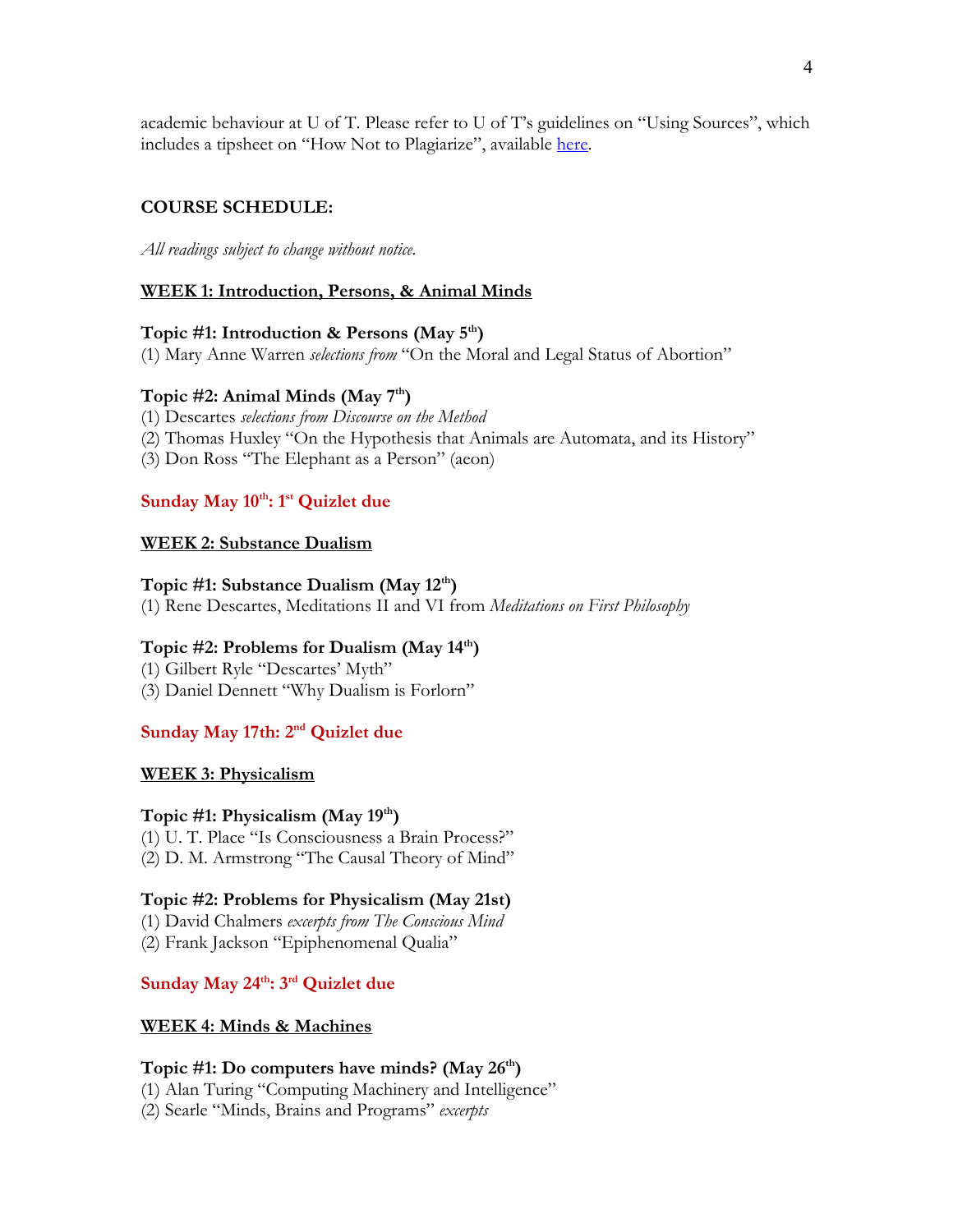academic behaviour at U of T. Please refer to U of T's guidelines on "Using Sources", which includes a tipsheet on "How Not to Plagiarize", available here.

## COURSE SCHEDULE:

*All readings subject to change without notice.*

### WEEK 1: Introduction, Persons, & Animal Minds

**Topic #1: Introduction & Persons (May 5th)**
(1) Mary Anne Warren *selections from* "On the Moral and Legal Status of Abortion"

**Topic #2: Animal Minds (May 7th)**
(1) Descartes *selections from Discourse on the Method*
(2) Thomas Huxley "On the Hypothesis that Animals are Automata, and its History"
(3) Don Ross "The Elephant as a Person" (aeon)

**Sunday May 10th: 1st Quizlet due**

### WEEK 2: Substance Dualism

**Topic #1: Substance Dualism (May 12th)**
(1) Rene Descartes, Meditations II and VI from *Meditations on First Philosophy*

**Topic #2: Problems for Dualism (May 14th)**
(1) Gilbert Ryle "Descartes' Myth"
(3) Daniel Dennett "Why Dualism is Forlorn"

**Sunday May 17th: 2nd Quizlet due**

### WEEK 3: Physicalism

**Topic #1: Physicalism (May 19th)**
(1) U. T. Place "Is Consciousness a Brain Process?"
(2) D. M. Armstrong "The Causal Theory of Mind"

**Topic #2: Problems for Physicalism (May 21st)**
(1) David Chalmers *excerpts from The Conscious Mind*
(2) Frank Jackson "Epiphenomenal Qualia"

**Sunday May 24th: 3rd Quizlet due**

### WEEK 4: Minds & Machines

**Topic #1: Do computers have minds? (May 26th)**
(1) Alan Turing "Computing Machinery and Intelligence"
(2) Searle "Minds, Brains and Programs" *excerpts*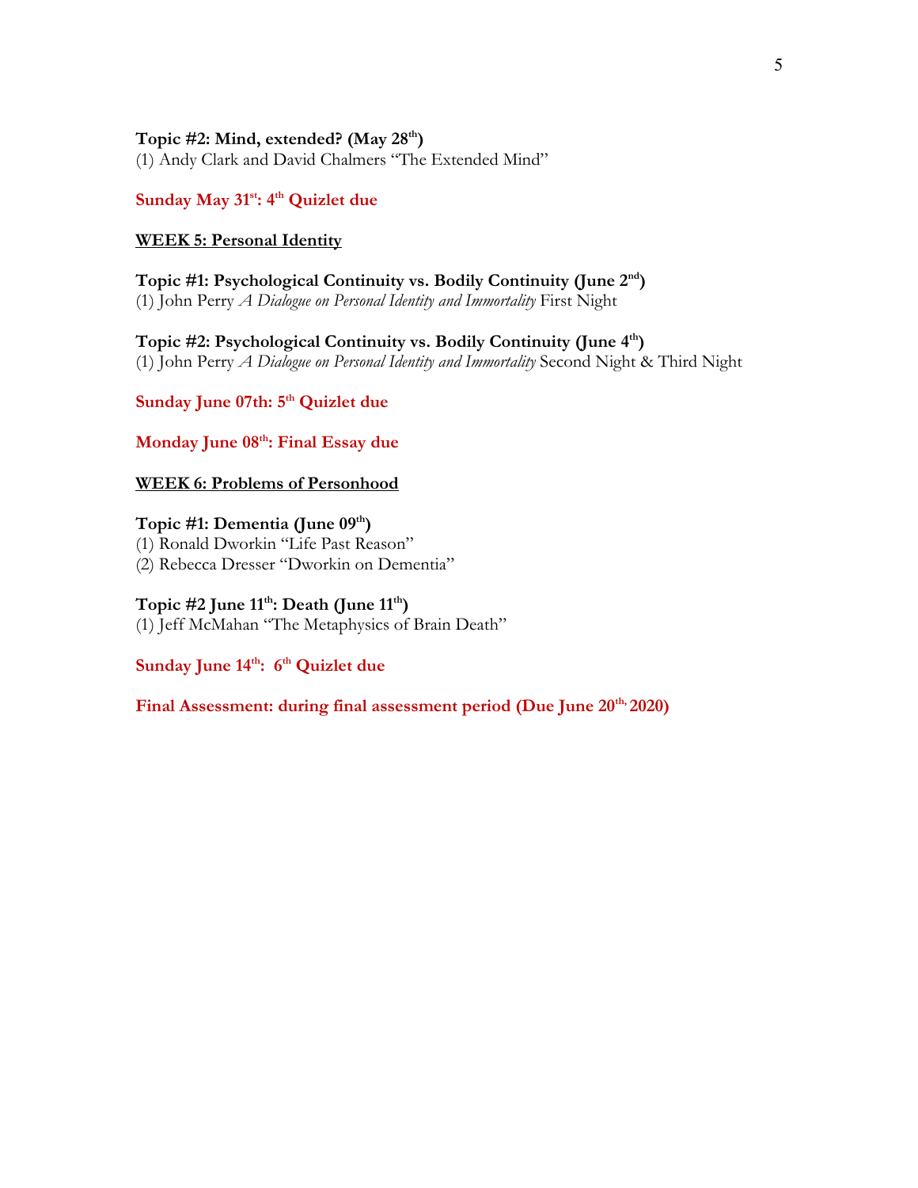**Topic #2: Mind, extended? (May 28th)**
(1) Andy Clark and David Chalmers "The Extended Mind"

**Sunday May 31st: 4th Quizlet due**

**<u>WEEK 5: Personal Identity</u>**

**Topic #1: Psychological Continuity vs. Bodily Continuity (June 2nd)**
(1) John Perry *A Dialogue on Personal Identity and Immortality* First Night

**Topic #2: Psychological Continuity vs. Bodily Continuity (June 4th)**
(1) John Perry *A Dialogue on Personal Identity and Immortality* Second Night & Third Night

**Sunday June 07th: 5th Quizlet due**

**Monday June 08th: Final Essay due**

**<u>WEEK 6: Problems of Personhood</u>**

**Topic #1: Dementia (June 09th)**
(1) Ronald Dworkin "Life Past Reason"
(2) Rebecca Dresser "Dworkin on Dementia"

**Topic #2 June 11th: Death (June 11th)**
(1) Jeff McMahan "The Metaphysics of Brain Death"

**Sunday June 14th: 6th Quizlet due**

**Final Assessment: during final assessment period (Due June 20th, 2020)**